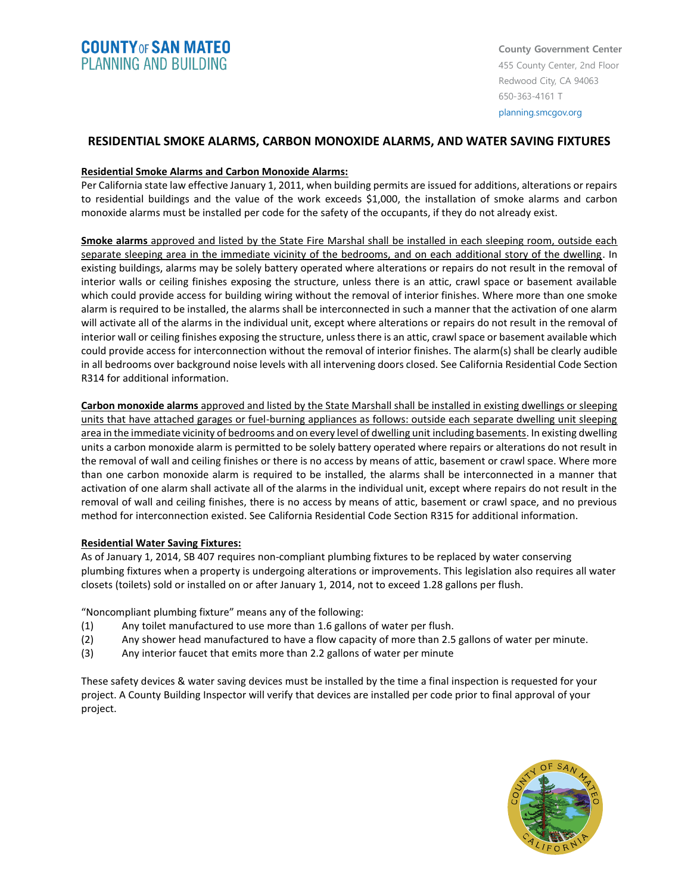**COUNTY OF SAN MATEO**
**PLANNING AND BUILDING**

**County Government Center**
455 County Center, 2nd Floor
Redwood City, CA 94063
650-363-4161 T
planning.smcgov.org

## RESIDENTIAL SMOKE ALARMS, CARBON MONOXIDE ALARMS, AND WATER SAVING FIXTURES

### Residential Smoke Alarms and Carbon Monoxide Alarms:

Per California state law effective January 1, 2011, when building permits are issued for additions, alterations or repairs to residential buildings and the value of the work exceeds $1,000, the installation of smoke alarms and carbon monoxide alarms must be installed per code for the safety of the occupants, if they do not already exist.

**Smoke alarms** approved and listed by the State Fire Marshal shall be installed in each sleeping room, outside each separate sleeping area in the immediate vicinity of the bedrooms, and on each additional story of the dwelling. In existing buildings, alarms may be solely battery operated where alterations or repairs do not result in the removal of interior walls or ceiling finishes exposing the structure, unless there is an attic, crawl space or basement available which could provide access for building wiring without the removal of interior finishes. Where more than one smoke alarm is required to be installed, the alarms shall be interconnected in such a manner that the activation of one alarm will activate all of the alarms in the individual unit, except where alterations or repairs do not result in the removal of interior wall or ceiling finishes exposing the structure, unless there is an attic, crawl space or basement available which could provide access for interconnection without the removal of interior finishes. The alarm(s) shall be clearly audible in all bedrooms over background noise levels with all intervening doors closed. See California Residential Code Section R314 for additional information.

**Carbon monoxide alarms** approved and listed by the State Marshall shall be installed in existing dwellings or sleeping units that have attached garages or fuel-burning appliances as follows: outside each separate dwelling unit sleeping area in the immediate vicinity of bedrooms and on every level of dwelling unit including basements. In existing dwelling units a carbon monoxide alarm is permitted to be solely battery operated where repairs or alterations do not result in the removal of wall and ceiling finishes or there is no access by means of attic, basement or crawl space. Where more than one carbon monoxide alarm is required to be installed, the alarms shall be interconnected in a manner that activation of one alarm shall activate all of the alarms in the individual unit, except where repairs do not result in the removal of wall and ceiling finishes, there is no access by means of attic, basement or crawl space, and no previous method for interconnection existed. See California Residential Code Section R315 for additional information.

### Residential Water Saving Fixtures:

As of January 1, 2014, SB 407 requires non-compliant plumbing fixtures to be replaced by water conserving plumbing fixtures when a property is undergoing alterations or improvements. This legislation also requires all water closets (toilets) sold or installed on or after January 1, 2014, not to exceed 1.28 gallons per flush.

"Noncompliant plumbing fixture" means any of the following:

(1) Any toilet manufactured to use more than 1.6 gallons of water per flush.
(2) Any shower head manufactured to have a flow capacity of more than 2.5 gallons of water per minute.
(3) Any interior faucet that emits more than 2.2 gallons of water per minute

These safety devices & water saving devices must be installed by the time a final inspection is requested for your project. A County Building Inspector will verify that devices are installed per code prior to final approval of your project.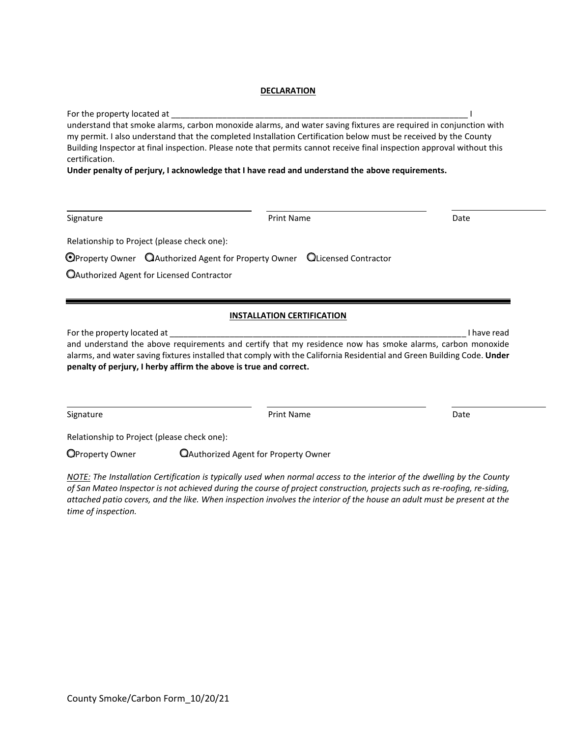## DECLARATION

For the property located at \_\_\_\_\_\_\_\_\_\_\_\_\_\_\_\_\_\_\_\_\_\_\_\_\_\_\_\_\_\_\_\_\_\_\_\_\_\_\_\_\_\_\_\_\_\_\_\_\_\_\_\_\_\_\_\_\_\_\_\_\_\_\_\_ I understand that smoke alarms, carbon monoxide alarms, and water saving fixtures are required in conjunction with my permit. I also understand that the completed Installation Certification below must be received by the County Building Inspector at final inspection. Please note that permits cannot receive final inspection approval without this certification.

**Under penalty of perjury, I acknowledge that I have read and understand the above requirements.**

\_\_\_\_\_\_\_\_\_\_\_\_\_\_\_\_\_\_\_\_\_\_\_\_\_\_\_\_\_\_ \_\_\_\_\_\_\_\_\_\_\_\_\_\_\_\_\_\_\_\_\_\_\_\_\_\_\_\_ \_\_\_\_\_\_\_\_\_\_\_\_\_\_\_\_

Signature | Print Name | Date

Relationship to Project (please check one):

- ◉ Property Owner
- ○ Authorized Agent for Property Owner
- ○ Licensed Contractor
- ○ Authorized Agent for Licensed Contractor

---

## INSTALLATION CERTIFICATION

For the property located at \_\_\_\_\_\_\_\_\_\_\_\_\_\_\_\_\_\_\_\_\_\_\_\_\_\_\_\_\_\_\_\_\_\_\_\_\_\_\_\_\_\_\_\_\_\_\_\_\_\_\_\_\_\_\_\_\_\_\_\_\_\_\_\_ I have read and understand the above requirements and certify that my residence now has smoke alarms, carbon monoxide alarms, and water saving fixtures installed that comply with the California Residential and Green Building Code. **Under penalty of perjury, I herby affirm the above is true and correct.**

\_\_\_\_\_\_\_\_\_\_\_\_\_\_\_\_\_\_\_\_\_\_\_\_\_\_\_\_\_\_ \_\_\_\_\_\_\_\_\_\_\_\_\_\_\_\_\_\_\_\_\_\_\_\_\_\_\_\_ \_\_\_\_\_\_\_\_\_\_\_\_\_\_\_\_

Signature | Print Name | Date

Relationship to Project (please check one):

- ○ Property Owner
- ○ Authorized Agent for Property Owner

*NOTE: The Installation Certification is typically used when normal access to the interior of the dwelling by the County of San Mateo Inspector is not achieved during the course of project construction, projects such as re-roofing, re-siding, attached patio covers, and the like. When inspection involves the interior of the house an adult must be present at the time of inspection.*

County Smoke/Carbon Form_10/20/21